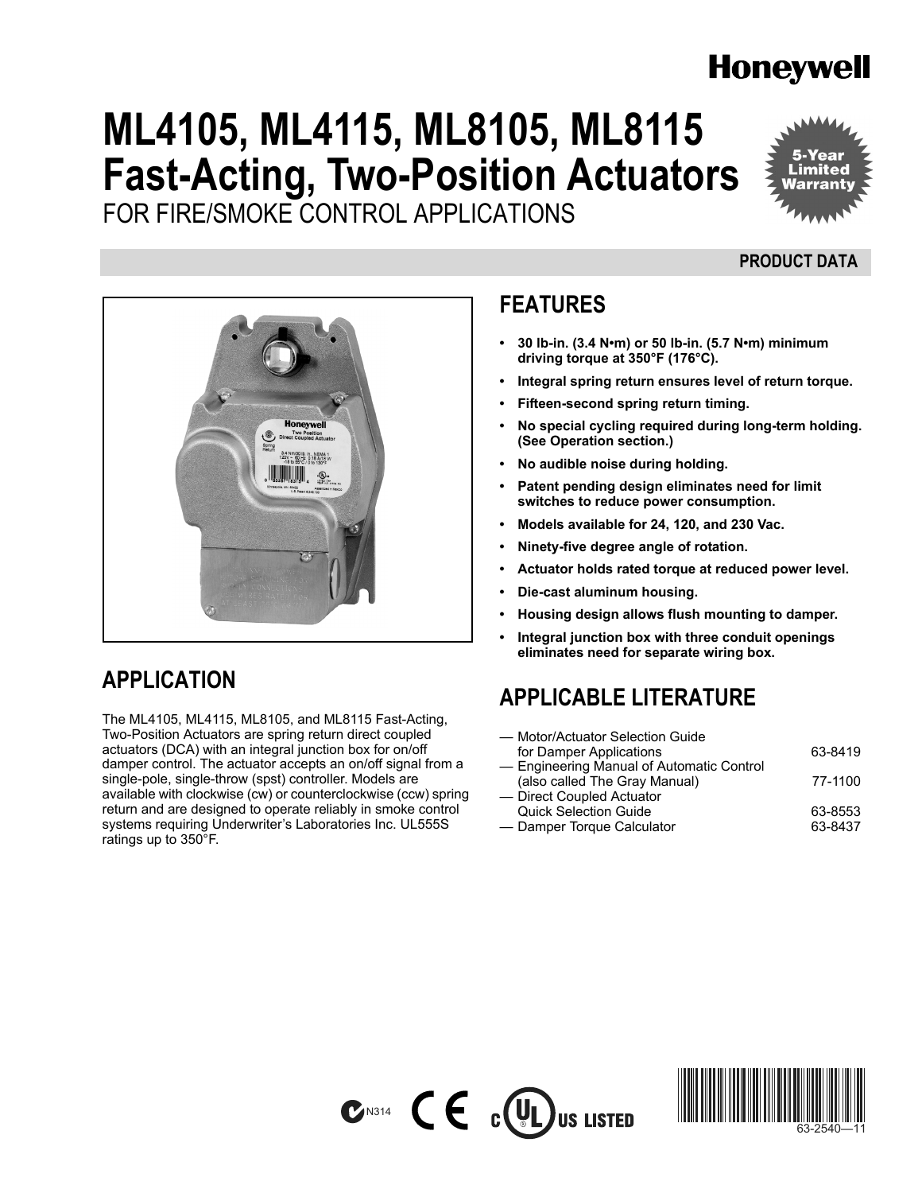Honeywell

# ML4105, ML4115, ML8105, ML8115 Fast-Acting, Two-Position Actuators

FOR FIRE/SMOKE CONTROL APPLICATIONS

5-Year Limited Warranty

PRODUCT DATA

## FEATURES

- **30 lb-in. (3.4 N•m) or 50 lb-in. (5.7 N•m) minimum driving torque at 350°F (176°C).**
- **Integral spring return ensures level of return torque.**
- **Fifteen-second spring return timing.**
- **No special cycling required during long-term holding. (See Operation section.)**
- **No audible noise during holding.**
- **Patent pending design eliminates need for limit switches to reduce power consumption.**
- **Models available for 24, 120, and 230 Vac.**
- **Ninety-five degree angle of rotation.**
- **Actuator holds rated torque at reduced power level.**
- **Die-cast aluminum housing.**
- **Housing design allows flush mounting to damper.**
- **Integral junction box with three conduit openings eliminates need for separate wiring box.**

## APPLICATION

The ML4105, ML4115, ML8105, and ML8115 Fast-Acting, Two-Position Actuators are spring return direct coupled actuators (DCA) with an integral junction box for on/off damper control. The actuator accepts an on/off signal from a single-pole, single-throw (spst) controller. Models are available with clockwise (cw) or counterclockwise (ccw) spring return and are designed to operate reliably in smoke control systems requiring Underwriter's Laboratories Inc. UL555S ratings up to 350°F.

## APPLICABLE LITERATURE

| | |
|---|---|
| — Motor/Actuator Selection Guide for Damper Applications | 63-8419 |
| — Engineering Manual of Automatic Control (also called The Gray Manual) | 77-1100 |
| — Direct Coupled Actuator Quick Selection Guide | 63-8553 |
| — Damper Torque Calculator | 63-8437 |

N314 CE c UL US LISTED

63-2540—11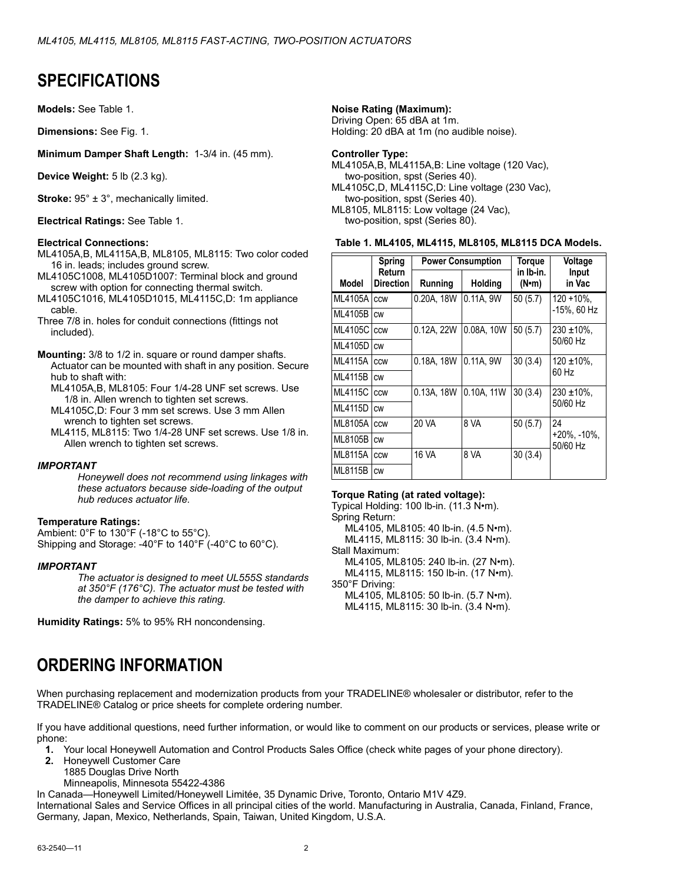# SPECIFICATIONS

**Models:** See Table 1.

**Dimensions:** See Fig. 1.

**Minimum Damper Shaft Length:** 1-3/4 in. (45 mm).

**Device Weight:** 5 lb (2.3 kg).

**Stroke:** 95° ± 3°, mechanically limited.

**Electrical Ratings:** See Table 1.

**Electrical Connections:**
- ML4105A,B, ML4115A,B, ML8105, ML8115: Two color coded 16 in. leads; includes ground screw.
- ML4105C1008, ML4105D1007: Terminal block and ground screw with option for connecting thermal switch.
- ML4105C1016, ML4105D1015, ML4115C,D: 1m appliance cable.
- Three 7/8 in. holes for conduit connections (fittings not included).

**Mounting:** 3/8 to 1/2 in. square or round damper shafts. Actuator can be mounted with shaft in any position. Secure hub to shaft with:
- ML4105A,B, ML8105: Four 1/4-28 UNF set screws. Use 1/8 in. Allen wrench to tighten set screws.
- ML4105C,D: Four 3 mm set screws. Use 3 mm Allen wrench to tighten set screws.
- ML4115, ML8115: Two 1/4-28 UNF set screws. Use 1/8 in. Allen wrench to tighten set screws.

***IMPORTANT***

*Honeywell does not recommend using linkages with these actuators because side-loading of the output hub reduces actuator life.*

**Temperature Ratings:**
Ambient: 0°F to 130°F (-18°C to 55°C).
Shipping and Storage: -40°F to 140°F (-40°C to 60°C).

***IMPORTANT***

*The actuator is designed to meet UL555S standards at 350°F (176°C). The actuator must be tested with the damper to achieve this rating.*

**Humidity Ratings:** 5% to 95% RH noncondensing.

**Noise Rating (Maximum):**
Driving Open: 65 dBA at 1m.
Holding: 20 dBA at 1m (no audible noise).

**Controller Type:**
- ML4105A,B, ML4115A,B: Line voltage (120 Vac), two-position, spst (Series 40).
- ML4105C,D, ML4115C,D: Line voltage (230 Vac), two-position, spst (Series 40).
- ML8105, ML8115: Low voltage (24 Vac), two-position, spst (Series 80).

**Table 1. ML4105, ML4115, ML8105, ML8115 DCA Models.**

| Model | Spring Return Direction | Power Consumption | | Torque in lb-in. (N•m) | Voltage Input in Vac |
|---|---|---|---|---|---|
| | | Running | Holding | | |
| ML4105A | ccw | 0.20A, 18W | 0.11A, 9W | 50 (5.7) | 120 +10%, -15%, 60 Hz |
| ML4105B | cw | | | | |
| ML4105C | ccw | 0.12A, 22W | 0.08A, 10W | 50 (5.7) | 230 ±10%, 50/60 Hz |
| ML4105D | cw | | | | |
| ML4115A | ccw | 0.18A, 18W | 0.11A, 9W | 30 (3.4) | 120 ±10%, 60 Hz |
| ML4115B | cw | | | | |
| ML4115C | ccw | 0.13A, 18W | 0.10A, 11W | 30 (3.4) | 230 ±10%, 50/60 Hz |
| ML4115D | cw | | | | |
| ML8105A | ccw | 20 VA | 8 VA | 50 (5.7) | 24 +20%, -10%, 50/60 Hz |
| ML8105B | cw | | | | |
| ML8115A | ccw | 16 VA | 8 VA | 30 (3.4) | |
| ML8115B | cw | | | | |

**Torque Rating (at rated voltage):**
Typical Holding: 100 lb-in. (11.3 N•m).
Spring Return:
- ML4105, ML8105: 40 lb-in. (4.5 N•m).
- ML4115, ML8115: 30 lb-in. (3.4 N•m).

Stall Maximum:
- ML4105, ML8105: 240 lb-in. (27 N•m).
- ML4115, ML8115: 150 lb-in. (17 N•m).

350°F Driving:
- ML4105, ML8105: 50 lb-in. (5.7 N•m).
- ML4115, ML8115: 30 lb-in. (3.4 N•m).

# ORDERING INFORMATION

When purchasing replacement and modernization products from your TRADELINE® wholesaler or distributor, refer to the TRADELINE® Catalog or price sheets for complete ordering number.

If you have additional questions, need further information, or would like to comment on our products or services, please write or phone:

1. Your local Honeywell Automation and Control Products Sales Office (check white pages of your phone directory).
2. Honeywell Customer Care
   1885 Douglas Drive North
   Minneapolis, Minnesota 55422-4386

In Canada—Honeywell Limited/Honeywell Limitée, 35 Dynamic Drive, Toronto, Ontario M1V 4Z9.
International Sales and Service Offices in all principal cities of the world. Manufacturing in Australia, Canada, Finland, France, Germany, Japan, Mexico, Netherlands, Spain, Taiwan, United Kingdom, U.S.A.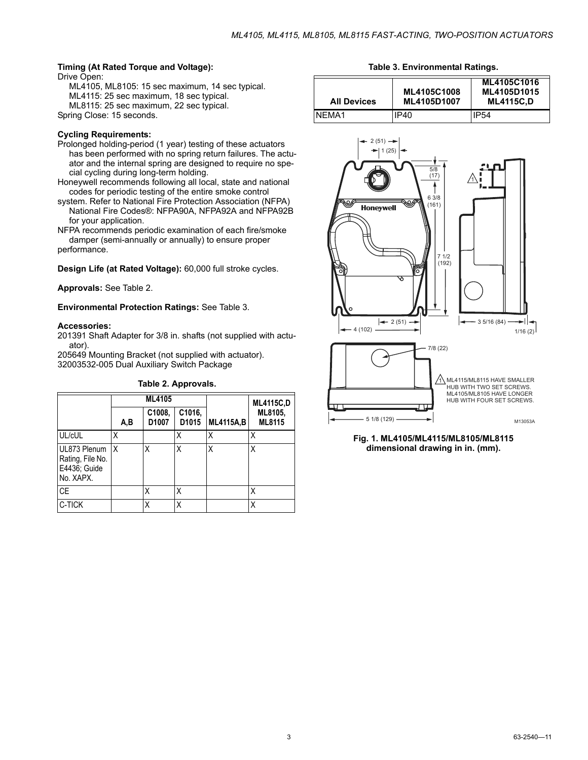**Timing (At Rated Torque and Voltage):**

Drive Open:

ML4105, ML8105: 15 sec maximum, 14 sec typical.
ML4115: 25 sec maximum, 18 sec typical.
ML8115: 25 sec maximum, 22 sec typical.

Spring Close: 15 seconds.

**Cycling Requirements:**

Prolonged holding-period (1 year) testing of these actuators has been performed with no spring return failures. The actuator and the internal spring are designed to require no special cycling during long-term holding.

Honeywell recommends following all local, state and national codes for periodic testing of the entire smoke control system. Refer to National Fire Protection Association (NFPA) National Fire Codes®: NFPA90A, NFPA92A and NFPA92B for your application.

NFPA recommends periodic examination of each fire/smoke damper (semi-annually or annually) to ensure proper performance.

**Design Life (at Rated Voltage):** 60,000 full stroke cycles.

**Approvals:** See Table 2.

**Environmental Protection Ratings:** See Table 3.

**Accessories:**

201391 Shaft Adapter for 3/8 in. shafts (not supplied with actuator).
205649 Mounting Bracket (not supplied with actuator).
32003532-005 Dual Auxiliary Switch Package

**Table 2. Approvals.**

| | ML4105 | | | | ML4115C,D |
|---|---|---|---|---|---|
| | A,B | C1008, D1007 | C1016, D1015 | ML4115A,B | ML8105, ML8115 |
| UL/cUL | X | | X | X | X |
| UL873 Plenum Rating, File No. E4436; Guide No. XAPX. | X | X | X | X | X |
| CE | | X | X | | X |
| C-TICK | | X | X | | X |

**Table 3. Environmental Ratings.**

| All Devices | ML4105C1008 ML4105D1007 | ML4105C1016 ML4105D1015 ML4115C,D |
|---|---|---|
| NEMA1 | IP40 | IP54 |

ML4115/ML8115 HAVE SMALLER HUB WITH TWO SET SCREWS. ML4105/ML8105 HAVE LONGER HUB WITH FOUR SET SCREWS.

**Fig. 1. ML4105/ML4115/ML8105/ML8115 dimensional drawing in in. (mm).**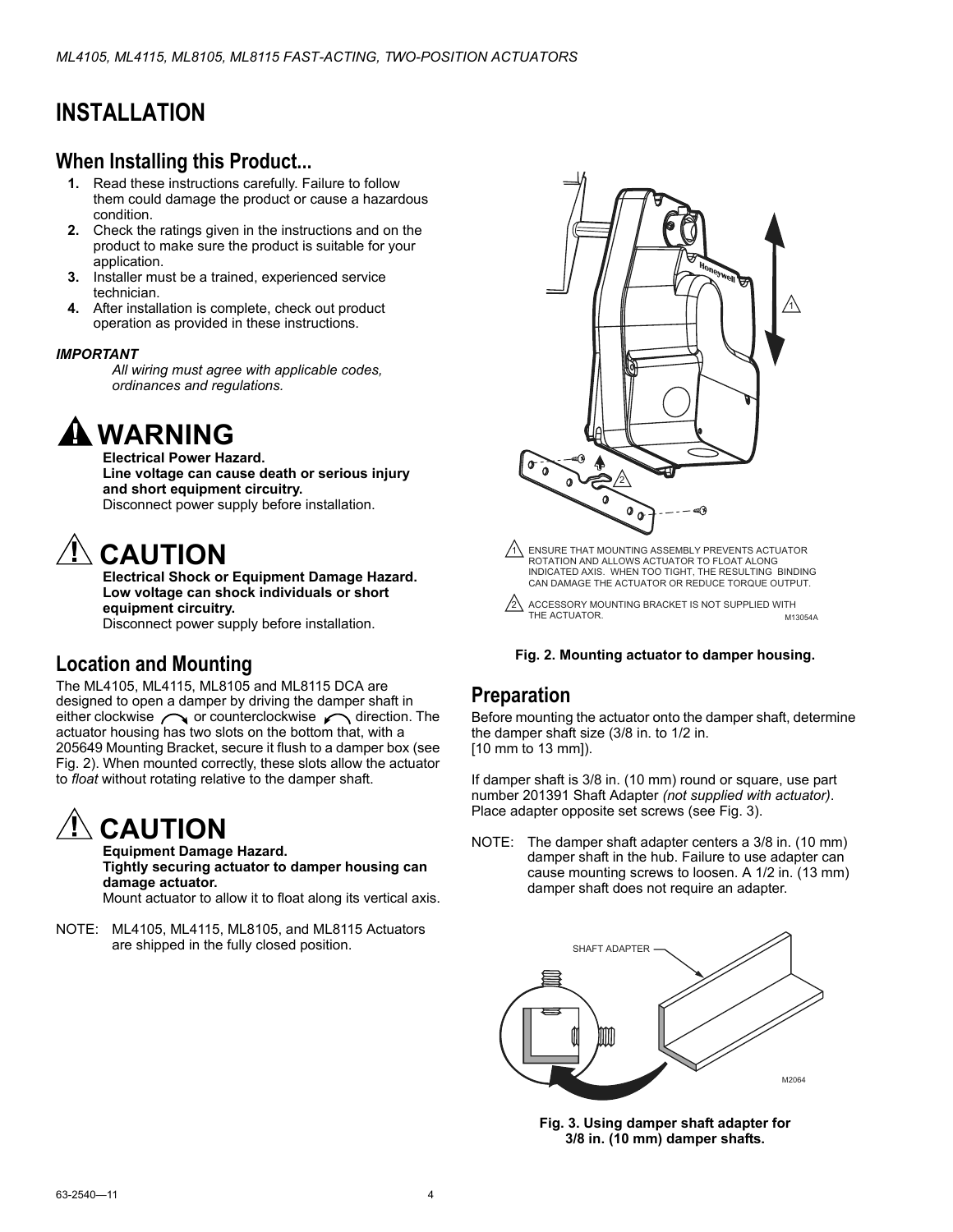# INSTALLATION

## When Installing this Product...

1. Read these instructions carefully. Failure to follow them could damage the product or cause a hazardous condition.
2. Check the ratings given in the instructions and on the product to make sure the product is suitable for your application.
3. Installer must be a trained, experienced service technician.
4. After installation is complete, check out product operation as provided in these instructions.

***IMPORTANT***

*All wiring must agree with applicable codes, ordinances and regulations.*

## WARNING

**Electrical Power Hazard.**
**Line voltage can cause death or serious injury and short equipment circuitry.**
Disconnect power supply before installation.

## CAUTION

**Electrical Shock or Equipment Damage Hazard.**
**Low voltage can shock individuals or short equipment circuitry.**
Disconnect power supply before installation.

## Location and Mounting

The ML4105, ML4115, ML8105 and ML8115 DCA are designed to open a damper by driving the damper shaft in either clockwise or counterclockwise direction. The actuator housing has two slots on the bottom that, with a 205649 Mounting Bracket, secure it flush to a damper box (see Fig. 2). When mounted correctly, these slots allow the actuator to *float* without rotating relative to the damper shaft.

## CAUTION

**Equipment Damage Hazard.**
**Tightly securing actuator to damper housing can damage actuator.**
Mount actuator to allow it to float along its vertical axis.

NOTE: ML4105, ML4115, ML8105, and ML8115 Actuators are shipped in the fully closed position.

1 ENSURE THAT MOUNTING ASSEMBLY PREVENTS ACTUATOR ROTATION AND ALLOWS ACTUATOR TO FLOAT ALONG INDICATED AXIS. WHEN TOO TIGHT, THE RESULTING BINDING CAN DAMAGE THE ACTUATOR OR REDUCE TORQUE OUTPUT.

2 ACCESSORY MOUNTING BRACKET IS NOT SUPPLIED WITH THE ACTUATOR.

M13054A

**Fig. 2. Mounting actuator to damper housing.**

## Preparation

Before mounting the actuator onto the damper shaft, determine the damper shaft size (3/8 in. to 1/2 in. [10 mm to 13 mm]).

If damper shaft is 3/8 in. (10 mm) round or square, use part number 201391 Shaft Adapter *(not supplied with actuator)*. Place adapter opposite set screws (see Fig. 3).

NOTE: The damper shaft adapter centers a 3/8 in. (10 mm) damper shaft in the hub. Failure to use adapter can cause mounting screws to loosen. A 1/2 in. (13 mm) damper shaft does not require an adapter.

SHAFT ADAPTER

M2064

**Fig. 3. Using damper shaft adapter for 3/8 in. (10 mm) damper shafts.**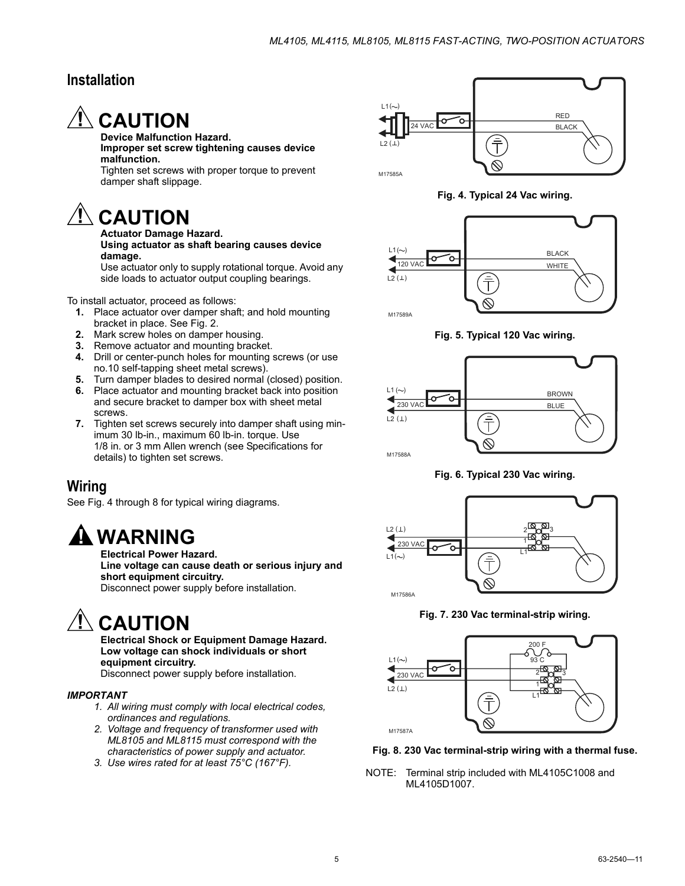## Installation

### ⚠ CAUTION

**Device Malfunction Hazard.**
**Improper set screw tightening causes device malfunction.**
Tighten set screws with proper torque to prevent damper shaft slippage.

### ⚠ CAUTION

**Actuator Damage Hazard.**
**Using actuator as shaft bearing causes device damage.**
Use actuator only to supply rotational torque. Avoid any side loads to actuator output coupling bearings.

To install actuator, proceed as follows:

1. Place actuator over damper shaft; and hold mounting bracket in place. See Fig. 2.
2. Mark screw holes on damper housing.
3. Remove actuator and mounting bracket.
4. Drill or center-punch holes for mounting screws (or use no.10 self-tapping sheet metal screws).
5. Turn damper blades to desired normal (closed) position.
6. Place actuator and mounting bracket back into position and secure bracket to damper box with sheet metal screws.
7. Tighten set screws securely into damper shaft using minimum 30 lb-in., maximum 60 lb-in. torque. Use 1/8 in. or 3 mm Allen wrench (see Specifications for details) to tighten set screws.

## Wiring

See Fig. 4 through 8 for typical wiring diagrams.

### ⚠ WARNING

**Electrical Power Hazard.**
**Line voltage can cause death or serious injury and short equipment circuitry.**
Disconnect power supply before installation.

### ⚠ CAUTION

**Electrical Shock or Equipment Damage Hazard.**
**Low voltage can shock individuals or short equipment circuitry.**
Disconnect power supply before installation.

***IMPORTANT***

1. *All wiring must comply with local electrical codes, ordinances and regulations.*
2. *Voltage and frequency of transformer used with ML8105 and ML8115 must correspond with the characteristics of power supply and actuator.*
3. *Use wires rated for at least 75°C (167°F).*

L1(~) L2 (⊥) 24 VAC RED BLACK M17585A

**Fig. 4. Typical 24 Vac wiring.**

L1(~) L2 (⊥) 120 VAC BLACK WHITE M17589A

**Fig. 5. Typical 120 Vac wiring.**

L1 (~) L2 (⊥) 230 VAC BROWN BLUE M17588A

**Fig. 6. Typical 230 Vac wiring.**

L2 (⊥) L1(~) 230 VAC 2 3 1 L1 M17586A

**Fig. 7. 230 Vac terminal-strip wiring.**

L1(~) L2 (⊥) 230 VAC 200 F 93 C 2 3 1 L1 M17587A

**Fig. 8. 230 Vac terminal-strip wiring with a thermal fuse.**

NOTE: Terminal strip included with ML4105C1008 and ML4105D1007.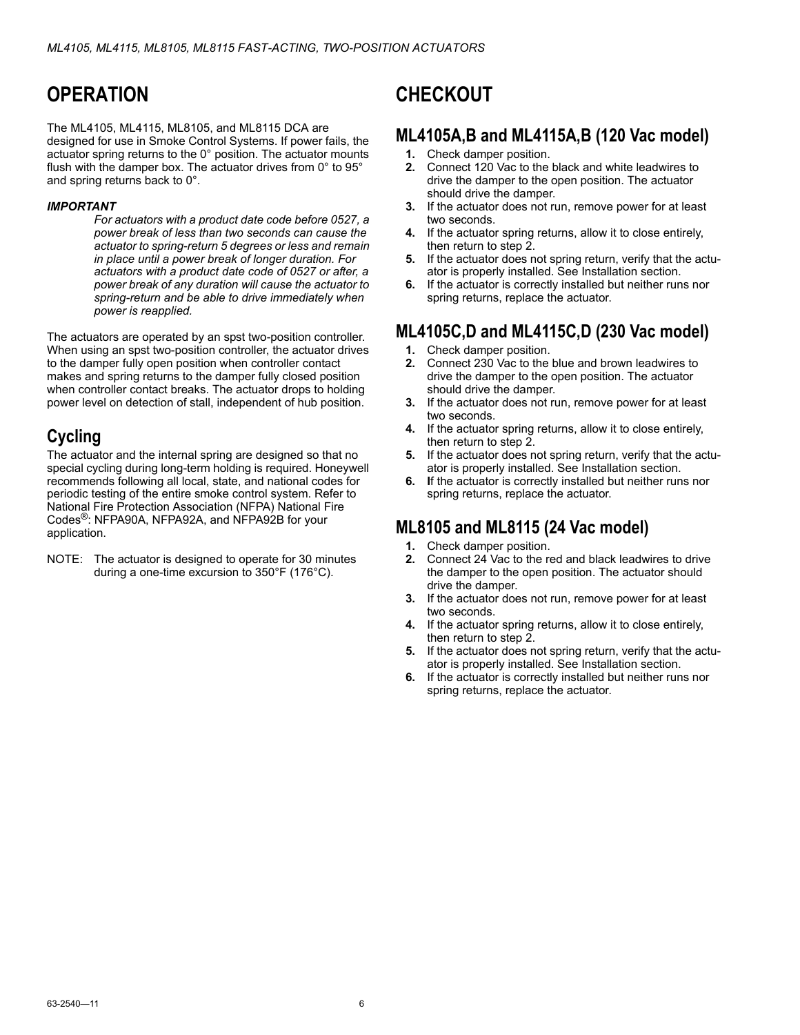# OPERATION

The ML4105, ML4115, ML8105, and ML8115 DCA are designed for use in Smoke Control Systems. If power fails, the actuator spring returns to the 0° position. The actuator mounts flush with the damper box. The actuator drives from 0° to 95° and spring returns back to 0°.

***IMPORTANT***

*For actuators with a product date code before 0527, a power break of less than two seconds can cause the actuator to spring-return 5 degrees or less and remain in place until a power break of longer duration. For actuators with a product date code of 0527 or after, a power break of any duration will cause the actuator to spring-return and be able to drive immediately when power is reapplied.*

The actuators are operated by an spst two-position controller. When using an spst two-position controller, the actuator drives to the damper fully open position when controller contact makes and spring returns to the damper fully closed position when controller contact breaks. The actuator drops to holding power level on detection of stall, independent of hub position.

## Cycling

The actuator and the internal spring are designed so that no special cycling during long-term holding is required. Honeywell recommends following all local, state, and national codes for periodic testing of the entire smoke control system. Refer to National Fire Protection Association (NFPA) National Fire Codes®: NFPA90A, NFPA92A, and NFPA92B for your application.

NOTE: The actuator is designed to operate for 30 minutes during a one-time excursion to 350°F (176°C).

# CHECKOUT

## ML4105A,B and ML4115A,B (120 Vac model)

1. Check damper position.
2. Connect 120 Vac to the black and white leadwires to drive the damper to the open position. The actuator should drive the damper.
3. If the actuator does not run, remove power for at least two seconds.
4. If the actuator spring returns, allow it to close entirely, then return to step 2.
5. If the actuator does not spring return, verify that the actuator is properly installed. See Installation section.
6. If the actuator is correctly installed but neither runs nor spring returns, replace the actuator.

## ML4105C,D and ML4115C,D (230 Vac model)

1. Check damper position.
2. Connect 230 Vac to the blue and brown leadwires to drive the damper to the open position. The actuator should drive the damper.
3. If the actuator does not run, remove power for at least two seconds.
4. If the actuator spring returns, allow it to close entirely, then return to step 2.
5. If the actuator does not spring return, verify that the actuator is properly installed. See Installation section.
6. If the actuator is correctly installed but neither runs nor spring returns, replace the actuator.

## ML8105 and ML8115 (24 Vac model)

1. Check damper position.
2. Connect 24 Vac to the red and black leadwires to drive the damper to the open position. The actuator should drive the damper.
3. If the actuator does not run, remove power for at least two seconds.
4. If the actuator spring returns, allow it to close entirely, then return to step 2.
5. If the actuator does not spring return, verify that the actuator is properly installed. See Installation section.
6. If the actuator is correctly installed but neither runs nor spring returns, replace the actuator.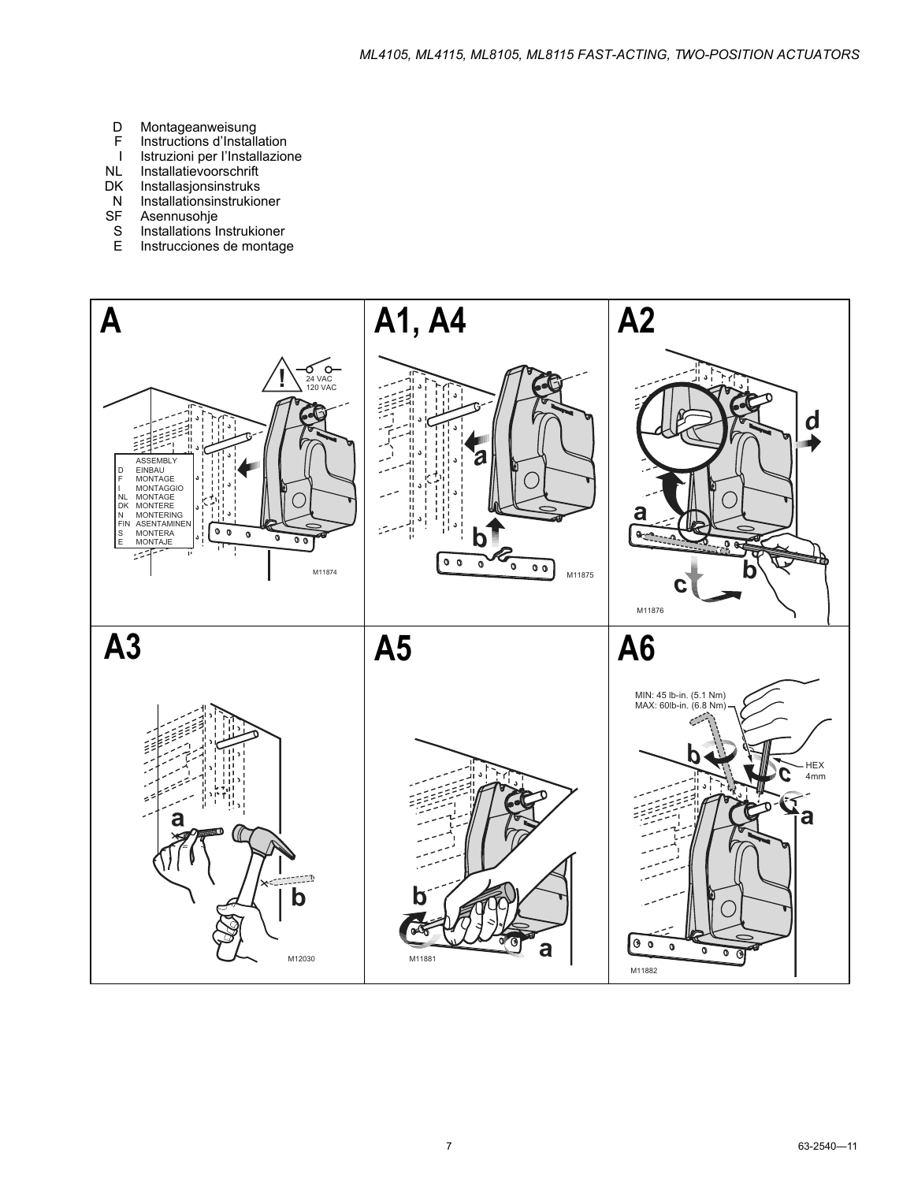D Montageanweisung
F Instructions d'Installation
I Istruzioni per l'Installazione
NL Installatievoorschrift
DK Installasjonsinstruks
N Installationsinstrukioner
SF Asennusohje
S Installations Instrukioner
E Instrucciones de montage

**A**

24 VAC
120 VAC

ASSEMBLY
D EINBAU
F MONTAGE
I MONTAGGIO
NL MONTAGE
DK MONTERE
N MONTERING
FIN ASENTAMINEN
S MONTERA
E MONTAJE

M11874

**A1, A4**

M11875

**A2**

M11876

**A3**

M12030

**A5**

M11881

**A6**

MIN: 45 lb-in. (5.1 Nm)
MAX: 60lb-in. (6.8 Nm)

HEX 4mm

M11882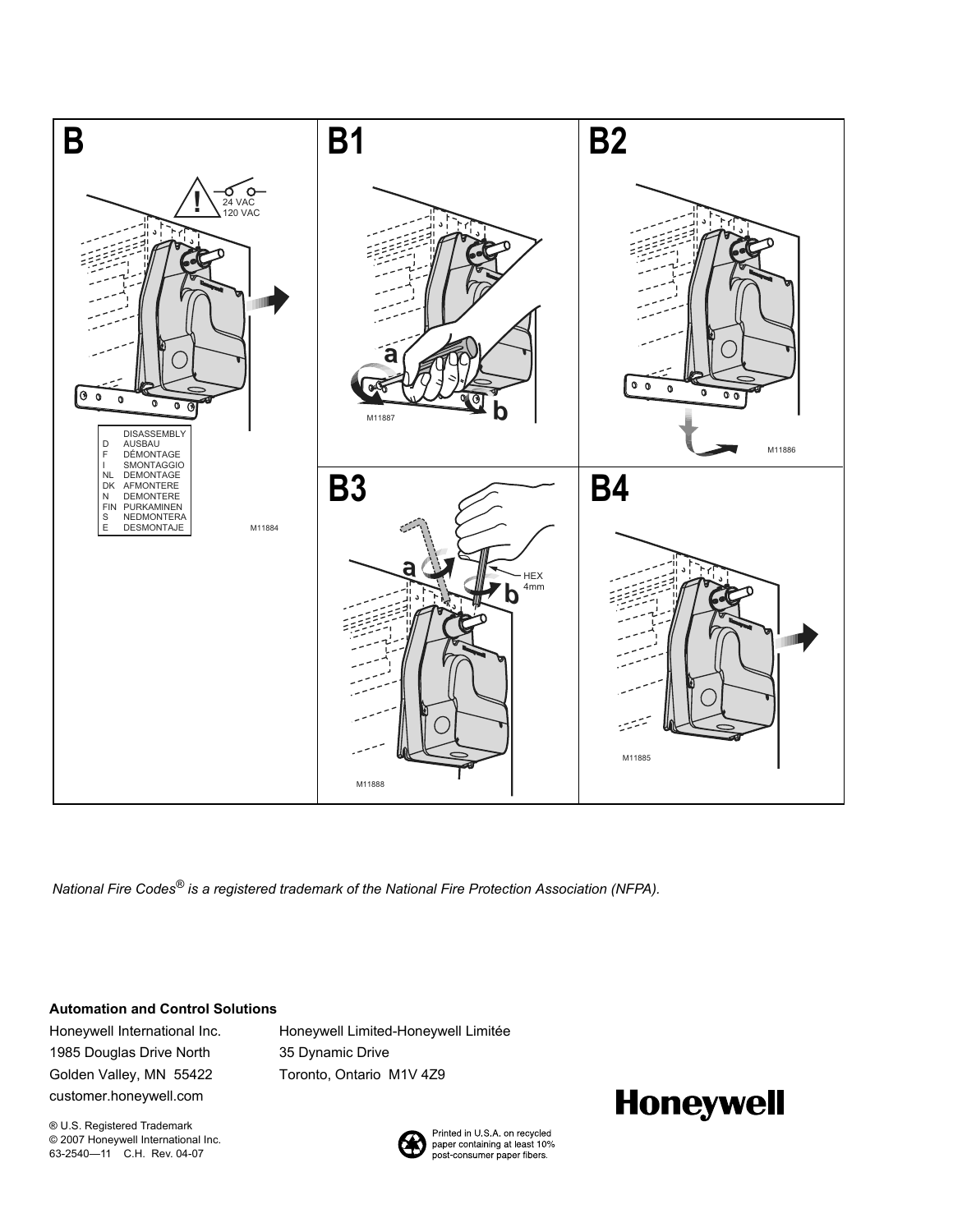B

24 VAC
120 VAC

DISASSEMBLY
D AUSBAU
F DÉMONTAGE
I SMONTAGGIO
NL DEMONTAGE
DK AFMONTERE
N DEMONTERE
FIN PURKAMINEN
S NEDMONTERA
E DESMONTAJE

M11884

B1

a

b

M11887

B2

M11886

B3

a

b

HEX
4mm

M11888

B4

M11885

*National Fire Codes® is a registered trademark of the National Fire Protection Association (NFPA).*

**Automation and Control Solutions**

Honeywell International Inc.
1985 Douglas Drive North
Golden Valley, MN 55422
customer.honeywell.com

Honeywell Limited-Honeywell Limitée
35 Dynamic Drive
Toronto, Ontario M1V 4Z9

® U.S. Registered Trademark
© 2007 Honeywell International Inc.
63-2540—11 C.H. Rev. 04-07

Printed in U.S.A. on recycled paper containing at least 10% post-consumer paper fibers.

**Honeywell**